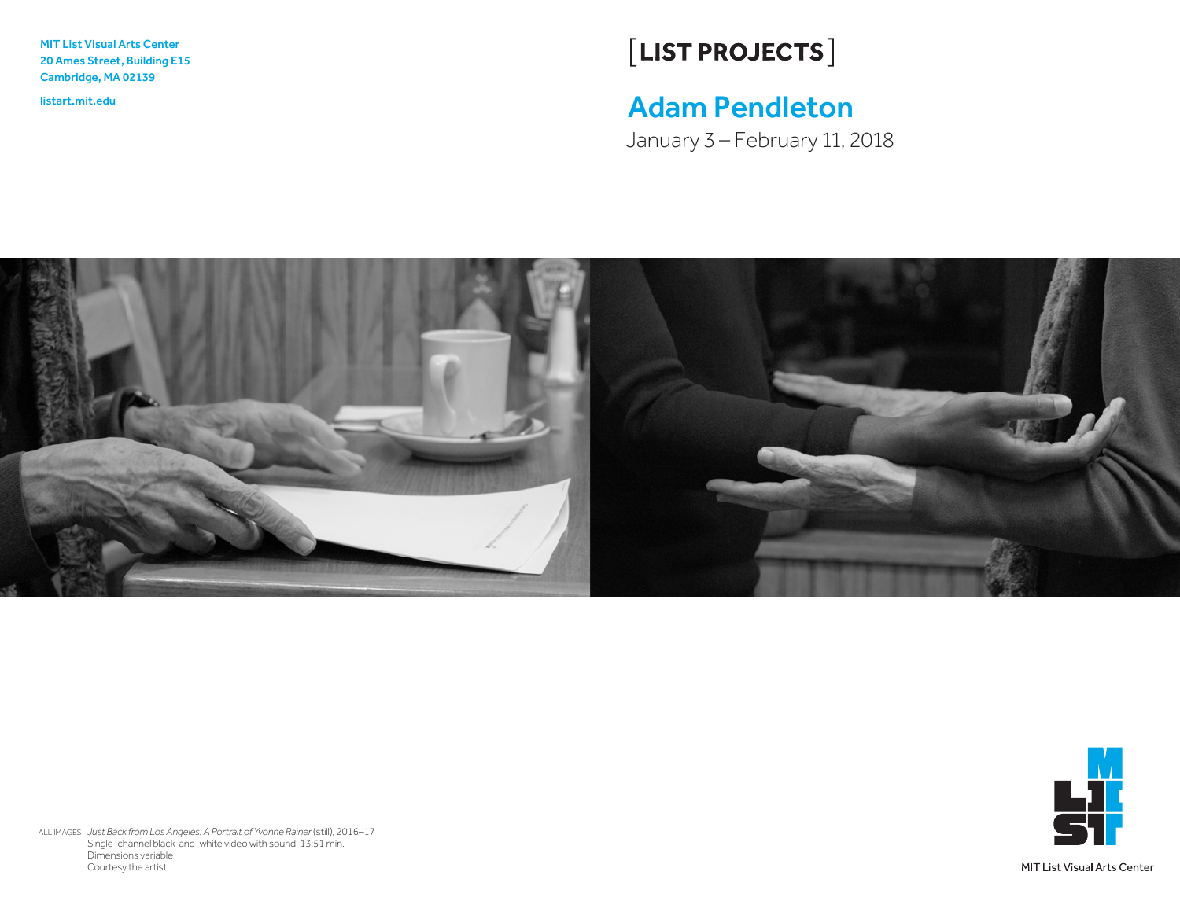MIT List Visual Arts Center
20 Ames Street, Building E15
Cambridge, MA 02139

listart.mit.edu

[LIST PROJECTS]

# Adam Pendleton

January 3 – February 11, 2018

ALL IMAGES *Just Back from Los Angeles: A Portrait of Yvonne Rainer* (still), 2016–17
Single-channel black-and-white video with sound, 13:51 min.
Dimensions variable
Courtesy the artist

MIT List Visual Arts Center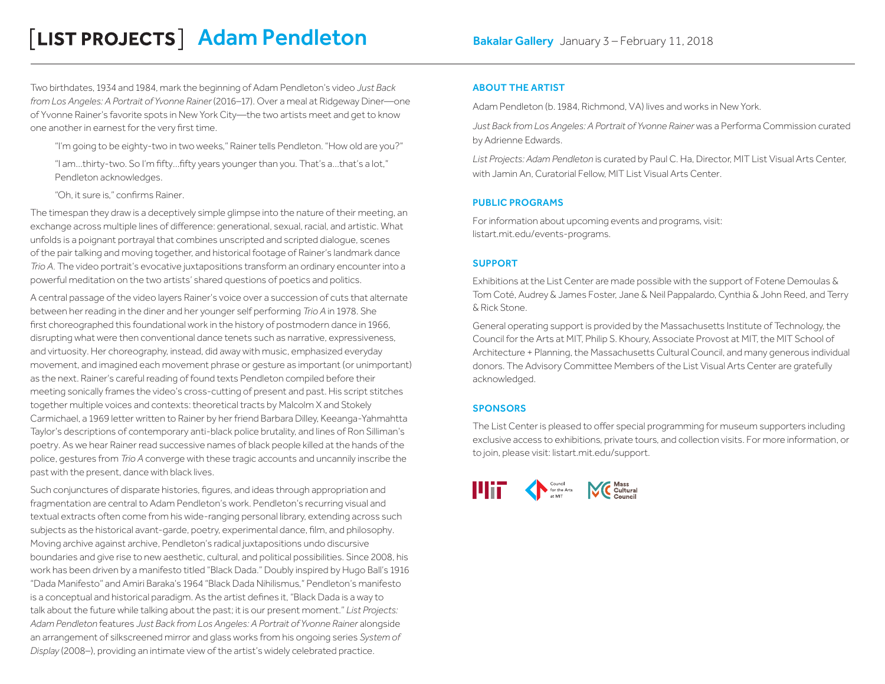# [LIST PROJECTS] Adam Pendleton

**Bakalar Gallery** January 3 – February 11, 2018

Two birthdates, 1934 and 1984, mark the beginning of Adam Pendleton's video *Just Back from Los Angeles: A Portrait of Yvonne Rainer* (2016–17). Over a meal at Ridgeway Diner—one of Yvonne Rainer's favorite spots in New York City—the two artists meet and get to know one another in earnest for the very first time.

> "I'm going to be eighty-two in two weeks," Rainer tells Pendleton. "How old are you?"
>
> "I am...thirty-two. So I'm fifty...fifty years younger than you. That's a...that's a lot," Pendleton acknowledges.
>
> "Oh, it sure is," confirms Rainer.

The timespan they draw is a deceptively simple glimpse into the nature of their meeting, an exchange across multiple lines of difference: generational, sexual, racial, and artistic. What unfolds is a poignant portrayal that combines unscripted and scripted dialogue, scenes of the pair talking and moving together, and historical footage of Rainer's landmark dance *Trio A.* The video portrait's evocative juxtapositions transform an ordinary encounter into a powerful meditation on the two artists' shared questions of poetics and politics.

A central passage of the video layers Rainer's voice over a succession of cuts that alternate between her reading in the diner and her younger self performing *Trio A* in 1978. She first choreographed this foundational work in the history of postmodern dance in 1966, disrupting what were then conventional dance tenets such as narrative, expressiveness, and virtuosity. Her choreography, instead, did away with music, emphasized everyday movement, and imagined each movement phrase or gesture as important (or unimportant) as the next. Rainer's careful reading of found texts Pendleton compiled before their meeting sonically frames the video's cross-cutting of present and past. His script stitches together multiple voices and contexts: theoretical tracts by Malcolm X and Stokely Carmichael, a 1969 letter written to Rainer by her friend Barbara Dilley, Keeanga-Yahmahtta Taylor's descriptions of contemporary anti-black police brutality, and lines of Ron Silliman's poetry. As we hear Rainer read successive names of black people killed at the hands of the police, gestures from *Trio A* converge with these tragic accounts and uncannily inscribe the past with the present, dance with black lives.

Such conjunctures of disparate histories, figures, and ideas through appropriation and fragmentation are central to Adam Pendleton's work. Pendleton's recurring visual and textual extracts often come from his wide-ranging personal library, extending across such subjects as the historical avant-garde, poetry, experimental dance, film, and philosophy. Moving archive against archive, Pendleton's radical juxtapositions undo discursive boundaries and give rise to new aesthetic, cultural, and political possibilities. Since 2008, his work has been driven by a manifesto titled "Black Dada." Doubly inspired by Hugo Ball's 1916 "Dada Manifesto" and Amiri Baraka's 1964 "Black Dada Nihilismus," Pendleton's manifesto is a conceptual and historical paradigm. As the artist defines it, "Black Dada is a way to talk about the future while talking about the past; it is our present moment." *List Projects: Adam Pendleton* features *Just Back from Los Angeles: A Portrait of Yvonne Rainer* alongside an arrangement of silkscreened mirror and glass works from his ongoing series *System of Display* (2008–), providing an intimate view of the artist's widely celebrated practice.

## ABOUT THE ARTIST

Adam Pendleton (b. 1984, Richmond, VA) lives and works in New York.

*Just Back from Los Angeles: A Portrait of Yvonne Rainer* was a Performa Commission curated by Adrienne Edwards.

*List Projects: Adam Pendleton* is curated by Paul C. Ha, Director, MIT List Visual Arts Center, with Jamin An, Curatorial Fellow, MIT List Visual Arts Center.

## PUBLIC PROGRAMS

For information about upcoming events and programs, visit: listart.mit.edu/events-programs.

## SUPPORT

Exhibitions at the List Center are made possible with the support of Fotene Demoulas & Tom Coté, Audrey & James Foster, Jane & Neil Pappalardo, Cynthia & John Reed, and Terry & Rick Stone.

General operating support is provided by the Massachusetts Institute of Technology, the Council for the Arts at MIT, Philip S. Khoury, Associate Provost at MIT, the MIT School of Architecture + Planning, the Massachusetts Cultural Council, and many generous individual donors. The Advisory Committee Members of the List Visual Arts Center are gratefully acknowledged.

## SPONSORS

The List Center is pleased to offer special programming for museum supporters including exclusive access to exhibitions, private tours, and collection visits. For more information, or to join, please visit: listart.mit.edu/support.

MIT | Council for the Arts at MIT | Mass Cultural Council